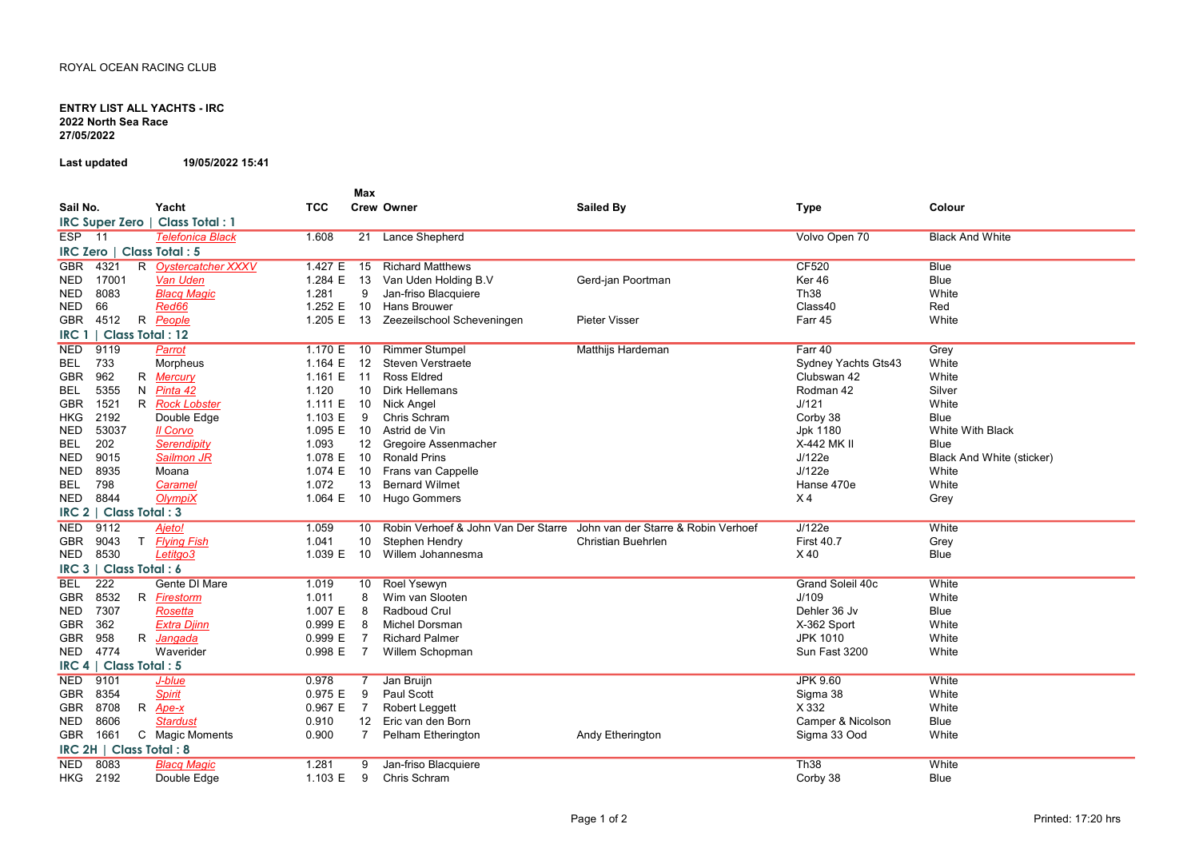ROYAL OCEAN RACING CLUB

**ENTRY LIST ALL YACHTS - IRC**
**2022 North Sea Race**
**27/05/2022**

**Last updated** 19/05/2022 15:41

| Sail No. | | | Yacht | TCC | Max Crew | Owner | Sailed By | Type | Colour |
|---|---|---|---|---|---|---|---|---|---|
| **IRC Super Zero \| Class Total : 1** | | | | | | | | | |
| ESP | 11 | | Telefonica Black | 1.608 | 21 | Lance Shepherd | | Volvo Open 70 | Black And White |
| **IRC Zero \| Class Total : 5** | | | | | | | | | |
| GBR | 4321 | R | Oystercatcher XXXV | 1.427 E | 15 | Richard Matthews | | CF520 | Blue |
| NED | 17001 | | Van Uden | 1.284 E | 13 | Van Uden Holding B.V | Gerd-jan Poortman | Ker 46 | Blue |
| NED | 8083 | | Blacq Magic | 1.281 | 9 | Jan-friso Blacquiere | | Th38 | White |
| NED | 66 | | Red66 | 1.252 E | 10 | Hans Brouwer | | Class40 | Red |
| GBR | 4512 | R | People | 1.205 E | 13 | Zeezeilschool Scheveningen | Pieter Visser | Farr 45 | White |
| **IRC 1 \| Class Total : 12** | | | | | | | | | |
| NED | 9119 | | Parrot | 1.170 E | 10 | Rimmer Stumpel | Matthijs Hardeman | Farr 40 | Grey |
| BEL | 733 | | Morpheus | 1.164 E | 12 | Steven Verstraete | | Sydney Yachts Gts43 | White |
| GBR | 962 | R | Mercury | 1.161 E | 11 | Ross Eldred | | Clubswan 42 | White |
| BEL | 5355 | N | Pinta 42 | 1.120 | 10 | Dirk Hellemans | | Rodman 42 | Silver |
| GBR | 1521 | R | Rock Lobster | 1.111 E | 10 | Nick Angel | | J/121 | White |
| HKG | 2192 | | Double Edge | 1.103 E | 9 | Chris Schram | | Corby 38 | Blue |
| NED | 53037 | | Il Corvo | 1.095 E | 10 | Astrid de Vin | | Jpk 1180 | White With Black |
| BEL | 202 | | Serendipity | 1.093 | 12 | Gregoire Assenmacher | | X-442 MK II | Blue |
| NED | 9015 | | Sailmon JR | 1.078 E | 10 | Ronald Prins | | J/122e | Black And White (sticker) |
| NED | 8935 | | Moana | 1.074 E | 10 | Frans van Cappelle | | J/122e | White |
| BEL | 798 | | Caramel | 1.072 | 13 | Bernard Wilmet | | Hanse 470e | White |
| NED | 8844 | | OlympiX | 1.064 E | 10 | Hugo Gommers | | X 4 | Grey |
| **IRC 2 \| Class Total : 3** | | | | | | | | | |
| NED | 9112 | | Ajeto! | 1.059 | 10 | Robin Verhoef & John Van Der Starre | John van der Starre & Robin Verhoef | J/122e | White |
| GBR | 9043 | T | Flying Fish | 1.041 | 10 | Stephen Hendry | Christian Buehrlen | First 40.7 | Grey |
| NED | 8530 | | Letitgo3 | 1.039 E | 10 | Willem Johannesma | | X 40 | Blue |
| **IRC 3 \| Class Total : 6** | | | | | | | | | |
| BEL | 222 | | Gente DI Mare | 1.019 | 10 | Roel Ysewyn | | Grand Soleil 40c | White |
| GBR | 8532 | R | Firestorm | 1.011 | 8 | Wim van Slooten | | J/109 | White |
| NED | 7307 | | Rosetta | 1.007 E | 8 | Radboud Crul | | Dehler 36 Jv | Blue |
| GBR | 362 | | Extra Djinn | 0.999 E | 8 | Michel Dorsman | | X-362 Sport | White |
| GBR | 958 | R | Jangada | 0.999 E | 7 | Richard Palmer | | JPK 1010 | White |
| NED | 4774 | | Waverider | 0.998 E | 7 | Willem Schopman | | Sun Fast 3200 | White |
| **IRC 4 \| Class Total : 5** | | | | | | | | | |
| NED | 9101 | | J-blue | 0.978 | 7 | Jan Bruijn | | JPK 9.60 | White |
| GBR | 8354 | | Spirit | 0.975 E | 9 | Paul Scott | | Sigma 38 | White |
| GBR | 8708 | R | Ape-x | 0.967 E | 7 | Robert Leggett | | X 332 | White |
| NED | 8606 | | Stardust | 0.910 | 12 | Eric van den Born | | Camper & Nicolson | Blue |
| GBR | 1661 | C | Magic Moments | 0.900 | 7 | Pelham Etherington | Andy Etherington | Sigma 33 Ood | White |
| **IRC 2H \| Class Total : 8** | | | | | | | | | |
| NED | 8083 | | Blacq Magic | 1.281 | 9 | Jan-friso Blacquiere | | Th38 | White |
| HKG | 2192 | | Double Edge | 1.103 E | 9 | Chris Schram | | Corby 38 | Blue |

Printed: 17:20 hrs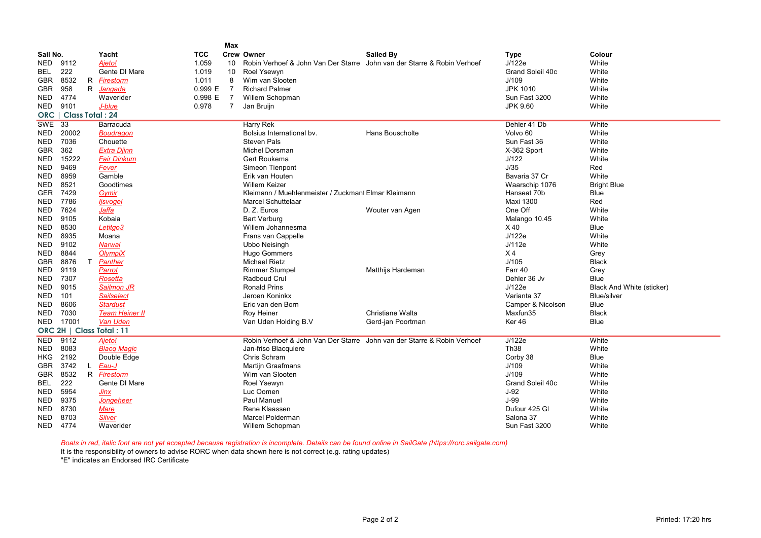| Sail No. | | | Yacht | TCC | Max Crew | Owner | Sailed By | Type | Colour |
|---|---|---|---|---|---|---|---|---|---|
| NED | 9112 | | *Ajeto!* | 1.059 | 10 | Robin Verhoef & John Van Der Starre | John van der Starre & Robin Verhoef | J/122e | White |
| BEL | 222 | | Gente DI Mare | 1.019 | 10 | Roel Ysewyn | | Grand Soleil 40c | White |
| GBR | 8532 | R | *Firestorm* | 1.011 | 8 | Wim van Slooten | | J/109 | White |
| GBR | 958 | R | *Jangada* | 0.999 E | 7 | Richard Palmer | | JPK 1010 | White |
| NED | 4774 | | Waverider | 0.998 E | 7 | Willem Schopman | | Sun Fast 3200 | White |
| NED | 9101 | | *J-blue* | 0.978 | 7 | Jan Bruijn | | JPK 9.60 | White |

## ORC | Class Total : 24

| Sail No. | | | Yacht | TCC | Max Crew | Owner | Sailed By | Type | Colour |
|---|---|---|---|---|---|---|---|---|---|
| SWE | 33 | | Barracuda | | | Harry Rek | | Dehler 41 Db | White |
| NED | 20002 | | *Boudragon* | | | Bolsius International bv. | Hans Bouscholte | Volvo 60 | White |
| NED | 7036 | | Chouette | | | Steven Pals | | Sun Fast 36 | White |
| GBR | 362 | | *Extra Djinn* | | | Michel Dorsman | | X-362 Sport | White |
| NED | 15222 | | *Fair Dinkum* | | | Gert Roukema | | J/122 | White |
| NED | 9469 | | *Fever* | | | Simeon Tienpont | | J/35 | Red |
| NED | 8959 | | Gamble | | | Erik van Houten | | Bavaria 37 Cr | White |
| NED | 8521 | | Goodtimes | | | Willem Keizer | | Waarschip 1076 | Bright Blue |
| GER | 7429 | | *Gymir* | | | Kleimann / Muehlenmeister / Zuckmant | Elmar Kleimann | Hanseat 70b | Blue |
| NED | 7786 | | *Ijsvogel* | | | Marcel Schuttelaar | | Maxi 1300 | Red |
| NED | 7624 | | *Jaffa* | | | D. Z. Euros | Wouter van Agen | One Off | White |
| NED | 9105 | | Kobaia | | | Bart Verburg | | Malango 10.45 | White |
| NED | 8530 | | *Letitgo3* | | | Willem Johannesma | | X 40 | Blue |
| NED | 8935 | | Moana | | | Frans van Cappelle | | J/122e | White |
| NED | 9102 | | *Narwal* | | | Ubbo Neisingh | | J/112e | White |
| NED | 8844 | | *OlympiX* | | | Hugo Gommers | | X 4 | Grey |
| GBR | 8876 | T | *Panther* | | | Michael Rietz | | J/105 | Black |
| NED | 9119 | | *Parrot* | | | Rimmer Stumpel | Matthijs Hardeman | Farr 40 | Grey |
| NED | 7307 | | *Rosetta* | | | Radboud Crul | | Dehler 36 Jv | Blue |
| NED | 9015 | | *Sailmon JR* | | | Ronald Prins | | J/122e | Black And White (sticker) |
| NED | 101 | | *Sailselect* | | | Jeroen Koninkx | | Varianta 37 | Blue/silver |
| NED | 8606 | | *Stardust* | | | Eric van den Born | | Camper & Nicolson | Blue |
| NED | 7030 | | *Team Heiner II* | | | Roy Heiner | Christiane Walta | Maxfun35 | Black |
| NED | 17001 | | *Van Uden* | | | Van Uden Holding B.V | Gerd-jan Poortman | Ker 46 | Blue |

## ORC 2H | Class Total : 11

| Sail No. | | | Yacht | TCC | Max Crew | Owner | Sailed By | Type | Colour |
|---|---|---|---|---|---|---|---|---|---|
| NED | 9112 | | *Ajeto!* | | | Robin Verhoef & John Van Der Starre | John van der Starre & Robin Verhoef | J/122e | White |
| NED | 8083 | | *Blacq Magic* | | | Jan-friso Blacquiere | | Th38 | White |
| HKG | 2192 | | Double Edge | | | Chris Schram | | Corby 38 | Blue |
| GBR | 3742 | L | *Eau-J* | | | Martijn Graafmans | | J/109 | White |
| GBR | 8532 | R | *Firestorm* | | | Wim van Slooten | | J/109 | White |
| BEL | 222 | | Gente DI Mare | | | Roel Ysewyn | | Grand Soleil 40c | White |
| NED | 5954 | | *Jinx* | | | Luc Oomen | | J-92 | White |
| NED | 9375 | | *Jongeheer* | | | Paul Manuel | | J-99 | White |
| NED | 8730 | | *Mare* | | | Rene Klaassen | | Dufour 425 Gl | White |
| NED | 8703 | | *Silver* | | | Marcel Polderman | | Salona 37 | White |
| NED | 4774 | | Waverider | | | Willem Schopman | | Sun Fast 3200 | White |

*Boats in red, italic font are not yet accepted because registration is incomplete. Details can be found online in SailGate (https://rorc.sailgate.com)*

It is the responsibility of owners to advise RORC when data shown here is not correct (e.g. rating updates)

"E" indicates an Endorsed IRC Certificate

Printed: 17:20 hrs